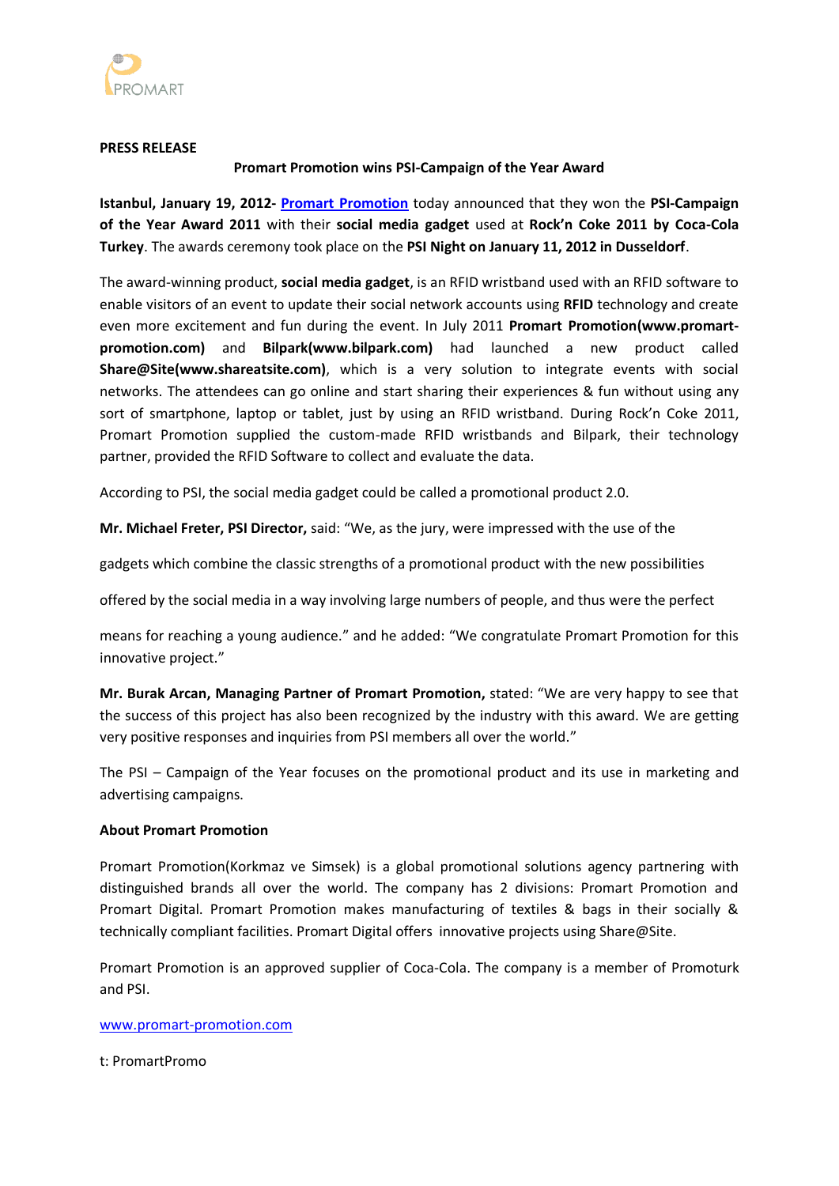**PRESS RELEASE**

**Promart Promotion wins PSI-Campaign of the Year Award**

**Istanbul, January 19, 2012-** [Promart Promotion](http://www.promart-promotion.com) today announced that they won the **PSI-Campaign of the Year Award 2011** with their **social media gadget** used at **Rock'n Coke 2011 by Coca-Cola Turkey**. The awards ceremony took place on the **PSI Night on January 11, 2012 in Dusseldorf**.

The award-winning product, **social media gadget**, is an RFID wristband used with an RFID software to enable visitors of an event to update their social network accounts using **RFID** technology and create even more excitement and fun during the event. In July 2011 **Promart Promotion(www.promart-promotion.com)** and **Bilpark(www.bilpark.com)** had launched a new product called **Share@Site(www.shareatsite.com)**, which is a very solution to integrate events with social networks. The attendees can go online and start sharing their experiences & fun without using any sort of smartphone, laptop or tablet, just by using an RFID wristband. During Rock'n Coke 2011, Promart Promotion supplied the custom-made RFID wristbands and Bilpark, their technology partner, provided the RFID Software to collect and evaluate the data.

According to PSI, the social media gadget could be called a promotional product 2.0.

**Mr. Michael Freter, PSI Director,** said: "We, as the jury, were impressed with the use of the gadgets which combine the classic strengths of a promotional product with the new possibilities offered by the social media in a way involving large numbers of people, and thus were the perfect means for reaching a young audience." and he added: "We congratulate Promart Promotion for this innovative project."

**Mr. Burak Arcan, Managing Partner of Promart Promotion,** stated: "We are very happy to see that the success of this project has also been recognized by the industry with this award. We are getting very positive responses and inquiries from PSI members all over the world."

The PSI – Campaign of the Year focuses on the promotional product and its use in marketing and advertising campaigns.

**About Promart Promotion**

Promart Promotion(Korkmaz ve Simsek) is a global promotional solutions agency partnering with distinguished brands all over the world. The company has 2 divisions: Promart Promotion and Promart Digital. Promart Promotion makes manufacturing of textiles & bags in their socially & technically compliant facilities. Promart Digital offers innovative projects using Share@Site.

Promart Promotion is an approved supplier of Coca-Cola. The company is a member of Promoturk and PSI.

[www.promart-promotion.com](http://www.promart-promotion.com)

t: PromartPromo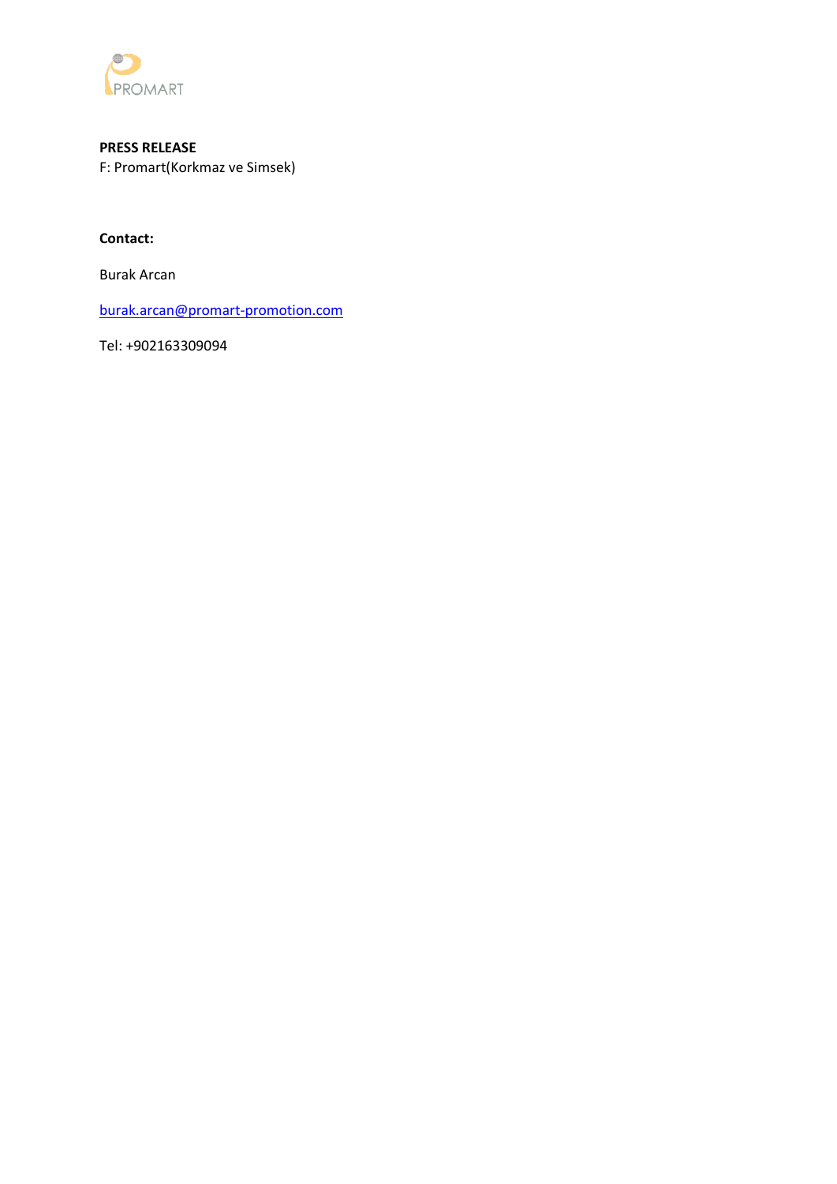PROMART

**PRESS RELEASE**
F: Promart(Korkmaz ve Simsek)

**Contact:**

Burak Arcan

burak.arcan@promart-promotion.com

Tel: +902163309094